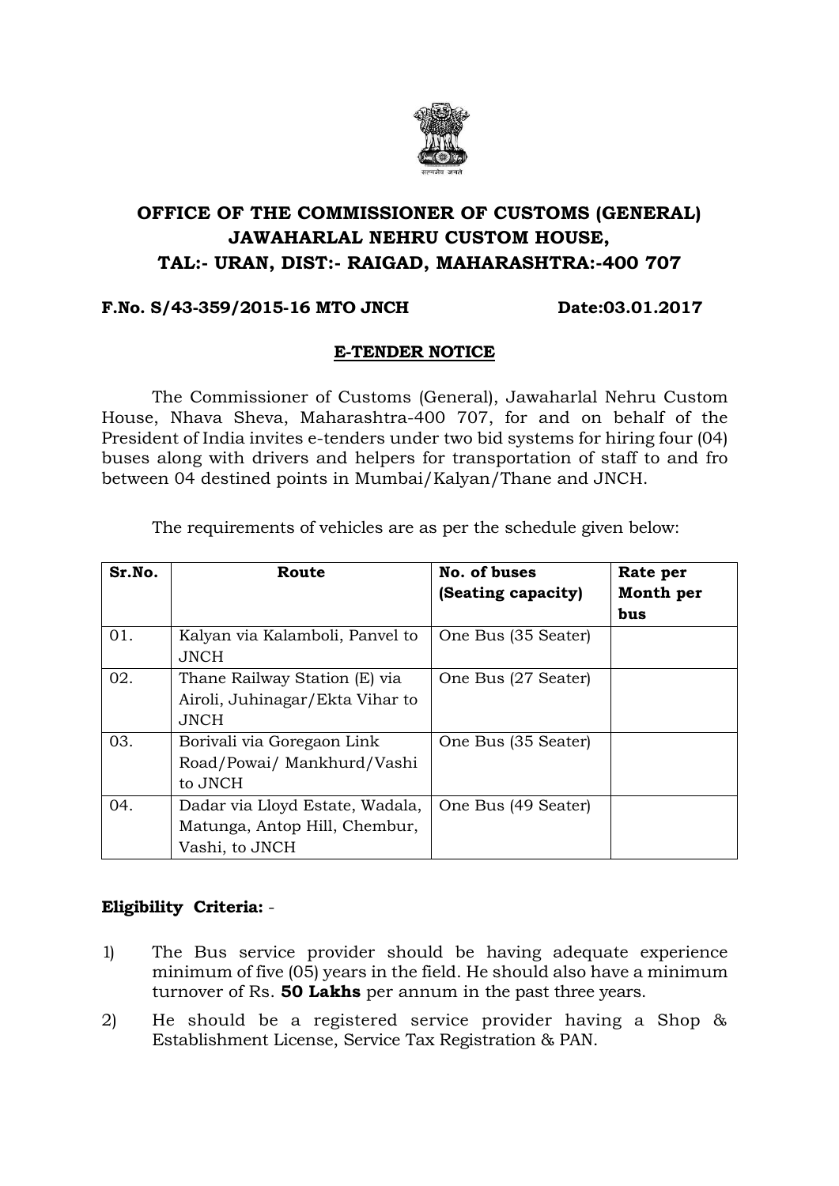# OFFICE OF THE COMMISSIONER OF CUSTOMS (GENERAL) JAWAHARLAL NEHRU CUSTOM HOUSE, TAL:- URAN, DIST:- RAIGAD, MAHARASHTRA:-400 707

**F.No. S/43-359/2015-16 MTO JNCH** **Date:03.01.2017**

## E-TENDER NOTICE

The Commissioner of Customs (General), Jawaharlal Nehru Custom House, Nhava Sheva, Maharashtra-400 707, for and on behalf of the President of India invites e-tenders under two bid systems for hiring four (04) buses along with drivers and helpers for transportation of staff to and fro between 04 destined points in Mumbai/Kalyan/Thane and JNCH.

The requirements of vehicles are as per the schedule given below:

| Sr.No. | Route | No. of buses (Seating capacity) | Rate per Month per bus |
|---|---|---|---|
| 01. | Kalyan via Kalamboli, Panvel to JNCH | One Bus (35 Seater) | |
| 02. | Thane Railway Station (E) via Airoli, Juhinagar/Ekta Vihar to JNCH | One Bus (27 Seater) | |
| 03. | Borivali via Goregaon Link Road/Powai/ Mankhurd/Vashi to JNCH | One Bus (35 Seater) | |
| 04. | Dadar via Lloyd Estate, Wadala, Matunga, Antop Hill, Chembur, Vashi, to JNCH | One Bus (49 Seater) | |

**Eligibility Criteria:** -

1) The Bus service provider should be having adequate experience minimum of five (05) years in the field. He should also have a minimum turnover of Rs. **50 Lakhs** per annum in the past three years.

2) He should be a registered service provider having a Shop & Establishment License, Service Tax Registration & PAN.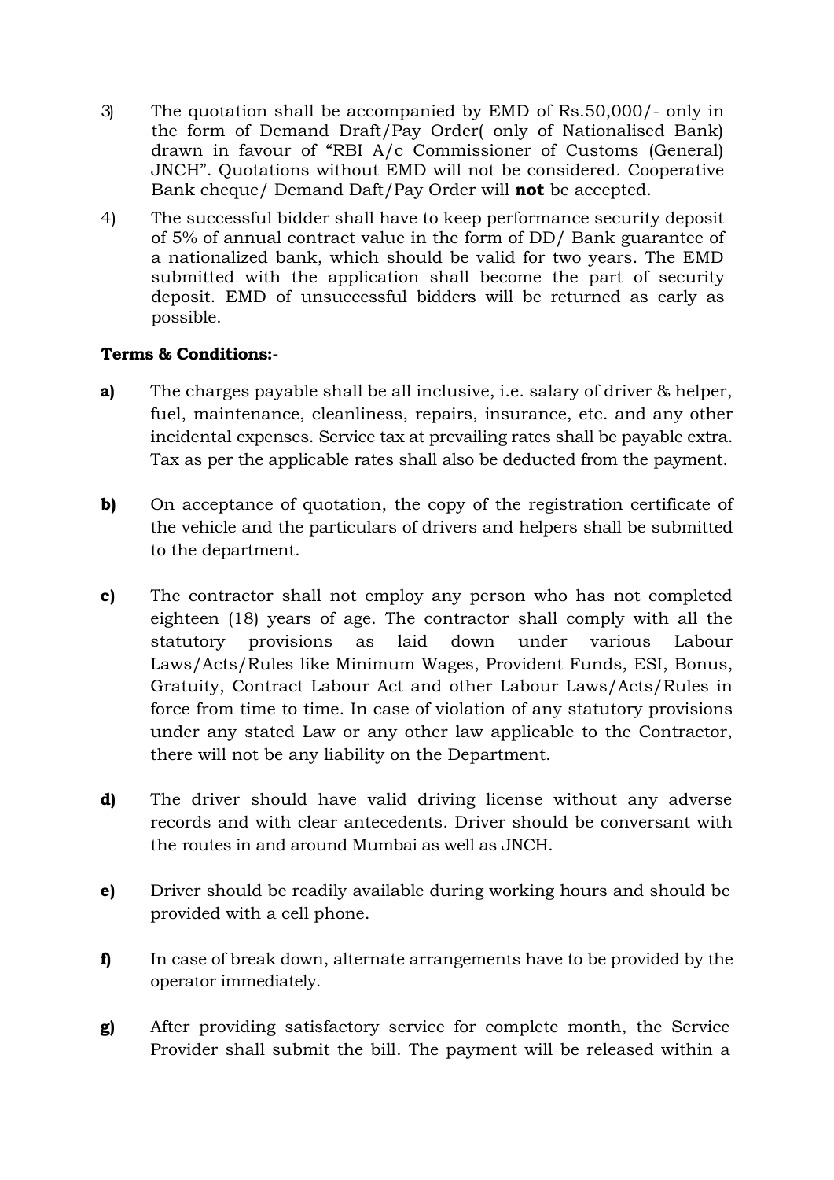3) The quotation shall be accompanied by EMD of Rs.50,000/- only in the form of Demand Draft/Pay Order( only of Nationalised Bank) drawn in favour of "RBI A/c Commissioner of Customs (General) JNCH". Quotations without EMD will not be considered. Cooperative Bank cheque/ Demand Daft/Pay Order will **not** be accepted.

4) The successful bidder shall have to keep performance security deposit of 5% of annual contract value in the form of DD/ Bank guarantee of a nationalized bank, which should be valid for two years. The EMD submitted with the application shall become the part of security deposit. EMD of unsuccessful bidders will be returned as early as possible.

**Terms & Conditions:-**

**a)** The charges payable shall be all inclusive, i.e. salary of driver & helper, fuel, maintenance, cleanliness, repairs, insurance, etc. and any other incidental expenses. Service tax at prevailing rates shall be payable extra. Tax as per the applicable rates shall also be deducted from the payment.

**b)** On acceptance of quotation, the copy of the registration certificate of the vehicle and the particulars of drivers and helpers shall be submitted to the department.

**c)** The contractor shall not employ any person who has not completed eighteen (18) years of age. The contractor shall comply with all the statutory provisions as laid down under various Labour Laws/Acts/Rules like Minimum Wages, Provident Funds, ESI, Bonus, Gratuity, Contract Labour Act and other Labour Laws/Acts/Rules in force from time to time. In case of violation of any statutory provisions under any stated Law or any other law applicable to the Contractor, there will not be any liability on the Department.

**d)** The driver should have valid driving license without any adverse records and with clear antecedents. Driver should be conversant with the routes in and around Mumbai as well as JNCH.

**e)** Driver should be readily available during working hours and should be provided with a cell phone.

**f)** In case of break down, alternate arrangements have to be provided by the operator immediately.

**g)** After providing satisfactory service for complete month, the Service Provider shall submit the bill. The payment will be released within a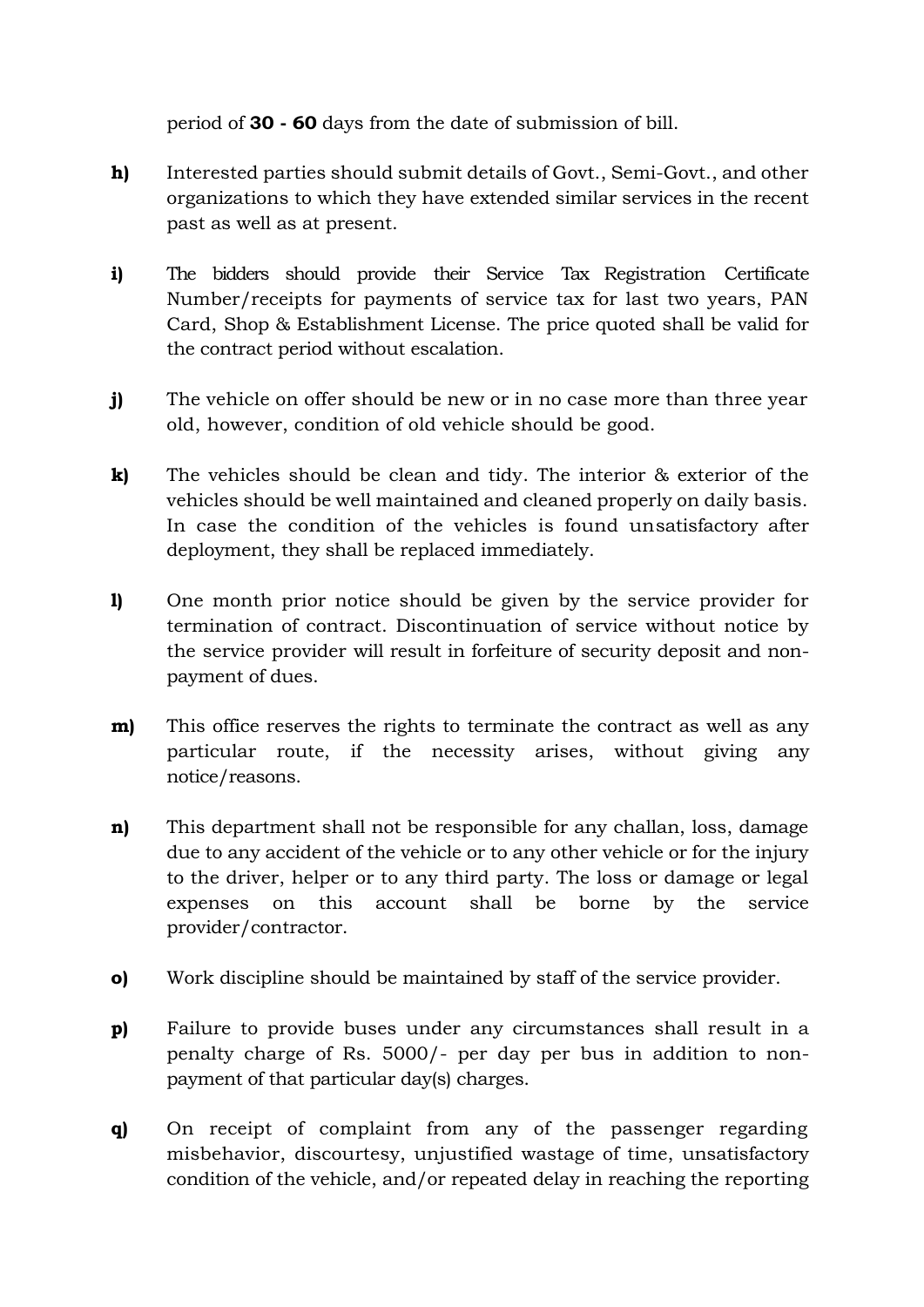period of **30 - 60** days from the date of submission of bill.

**h)** Interested parties should submit details of Govt., Semi-Govt., and other organizations to which they have extended similar services in the recent past as well as at present.

**i)** The bidders should provide their Service Tax Registration Certificate Number/receipts for payments of service tax for last two years, PAN Card, Shop & Establishment License. The price quoted shall be valid for the contract period without escalation.

**j)** The vehicle on offer should be new or in no case more than three year old, however, condition of old vehicle should be good.

**k)** The vehicles should be clean and tidy. The interior & exterior of the vehicles should be well maintained and cleaned properly on daily basis. In case the condition of the vehicles is found unsatisfactory after deployment, they shall be replaced immediately.

**l)** One month prior notice should be given by the service provider for termination of contract. Discontinuation of service without notice by the service provider will result in forfeiture of security deposit and non-payment of dues.

**m)** This office reserves the rights to terminate the contract as well as any particular route, if the necessity arises, without giving any notice/reasons.

**n)** This department shall not be responsible for any challan, loss, damage due to any accident of the vehicle or to any other vehicle or for the injury to the driver, helper or to any third party. The loss or damage or legal expenses on this account shall be borne by the service provider/contractor.

**o)** Work discipline should be maintained by staff of the service provider.

**p)** Failure to provide buses under any circumstances shall result in a penalty charge of Rs. 5000/- per day per bus in addition to non-payment of that particular day(s) charges.

**q)** On receipt of complaint from any of the passenger regarding misbehavior, discourtesy, unjustified wastage of time, unsatisfactory condition of the vehicle, and/or repeated delay in reaching the reporting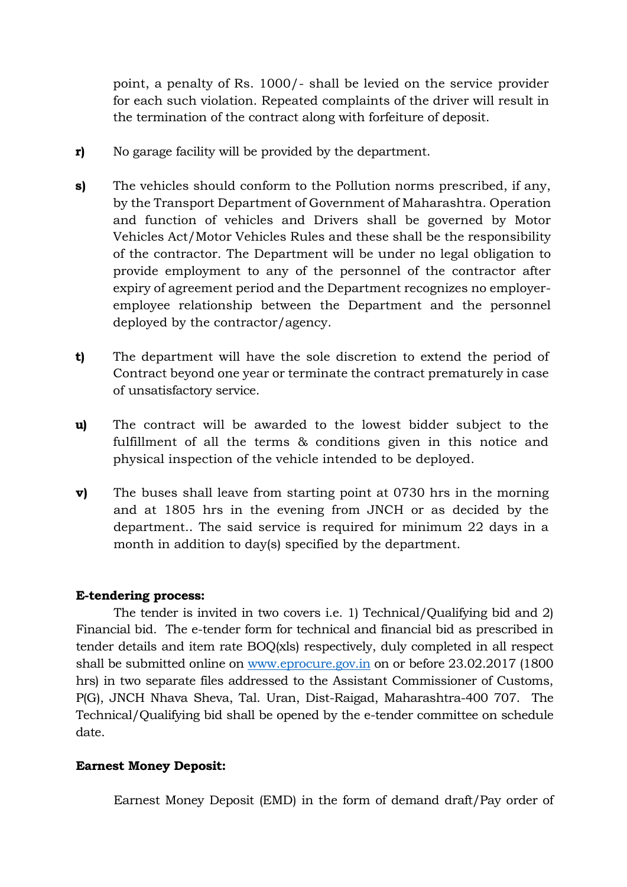point, a penalty of Rs. 1000/- shall be levied on the service provider for each such violation. Repeated complaints of the driver will result in the termination of the contract along with forfeiture of deposit.

**r)** No garage facility will be provided by the department.

**s)** The vehicles should conform to the Pollution norms prescribed, if any, by the Transport Department of Government of Maharashtra. Operation and function of vehicles and Drivers shall be governed by Motor Vehicles Act/Motor Vehicles Rules and these shall be the responsibility of the contractor. The Department will be under no legal obligation to provide employment to any of the personnel of the contractor after expiry of agreement period and the Department recognizes no employer-employee relationship between the Department and the personnel deployed by the contractor/agency.

**t)** The department will have the sole discretion to extend the period of Contract beyond one year or terminate the contract prematurely in case of unsatisfactory service.

**u)** The contract will be awarded to the lowest bidder subject to the fulfillment of all the terms & conditions given in this notice and physical inspection of the vehicle intended to be deployed.

**v)** The buses shall leave from starting point at 0730 hrs in the morning and at 1805 hrs in the evening from JNCH or as decided by the department.. The said service is required for minimum 22 days in a month in addition to day(s) specified by the department.

**E-tendering process:**

The tender is invited in two covers i.e. 1) Technical/Qualifying bid and 2) Financial bid. The e-tender form for technical and financial bid as prescribed in tender details and item rate BOQ(xls) respectively, duly completed in all respect shall be submitted online on www.eprocure.gov.in on or before 23.02.2017 (1800 hrs) in two separate files addressed to the Assistant Commissioner of Customs, P(G), JNCH Nhava Sheva, Tal. Uran, Dist-Raigad, Maharashtra-400 707. The Technical/Qualifying bid shall be opened by the e-tender committee on schedule date.

**Earnest Money Deposit:**

Earnest Money Deposit (EMD) in the form of demand draft/Pay order of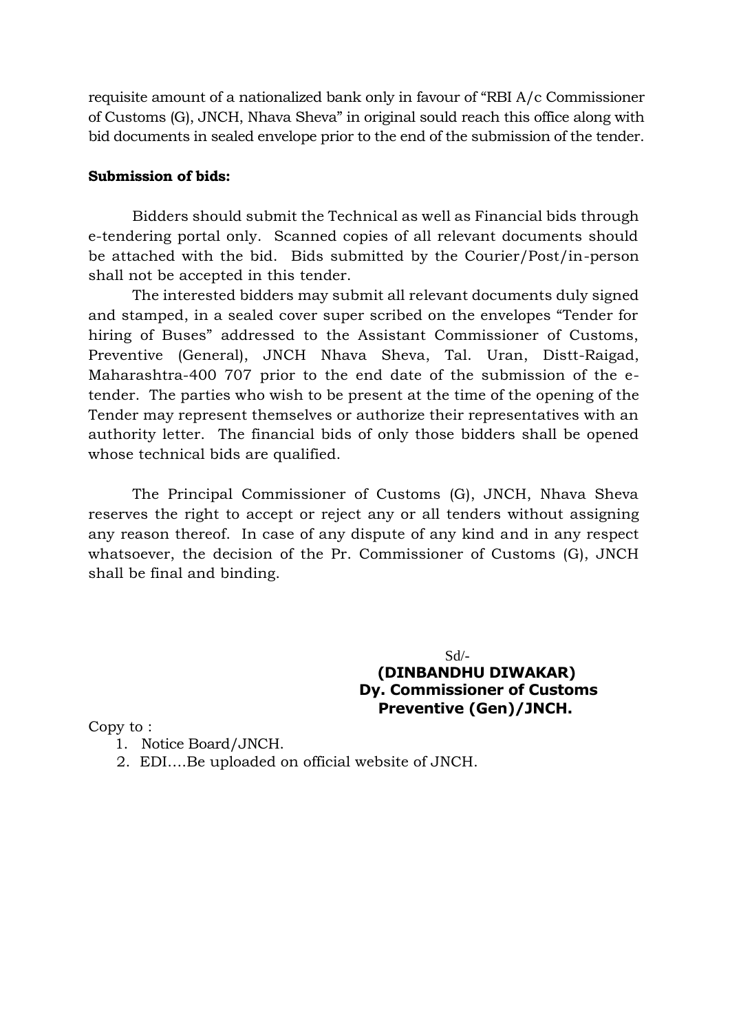requisite amount of a nationalized bank only in favour of "RBI A/c Commissioner of Customs (G), JNCH, Nhava Sheva" in original sould reach this office along with bid documents in sealed envelope prior to the end of the submission of the tender.

**Submission of bids:**

Bidders should submit the Technical as well as Financial bids through e-tendering portal only. Scanned copies of all relevant documents should be attached with the bid. Bids submitted by the Courier/Post/in-person shall not be accepted in this tender.

The interested bidders may submit all relevant documents duly signed and stamped, in a sealed cover super scribed on the envelopes "Tender for hiring of Buses" addressed to the Assistant Commissioner of Customs, Preventive (General), JNCH Nhava Sheva, Tal. Uran, Distt-Raigad, Maharashtra-400 707 prior to the end date of the submission of the e-tender. The parties who wish to be present at the time of the opening of the Tender may represent themselves or authorize their representatives with an authority letter. The financial bids of only those bidders shall be opened whose technical bids are qualified.

The Principal Commissioner of Customs (G), JNCH, Nhava Sheva reserves the right to accept or reject any or all tenders without assigning any reason thereof. In case of any dispute of any kind and in any respect whatsoever, the decision of the Pr. Commissioner of Customs (G), JNCH shall be final and binding.

Sd/-

**(DINBANDHU DIWAKAR)**
**Dy. Commissioner of Customs**
**Preventive (Gen)/JNCH.**

Copy to :

1. Notice Board/JNCH.
2. EDI….Be uploaded on official website of JNCH.